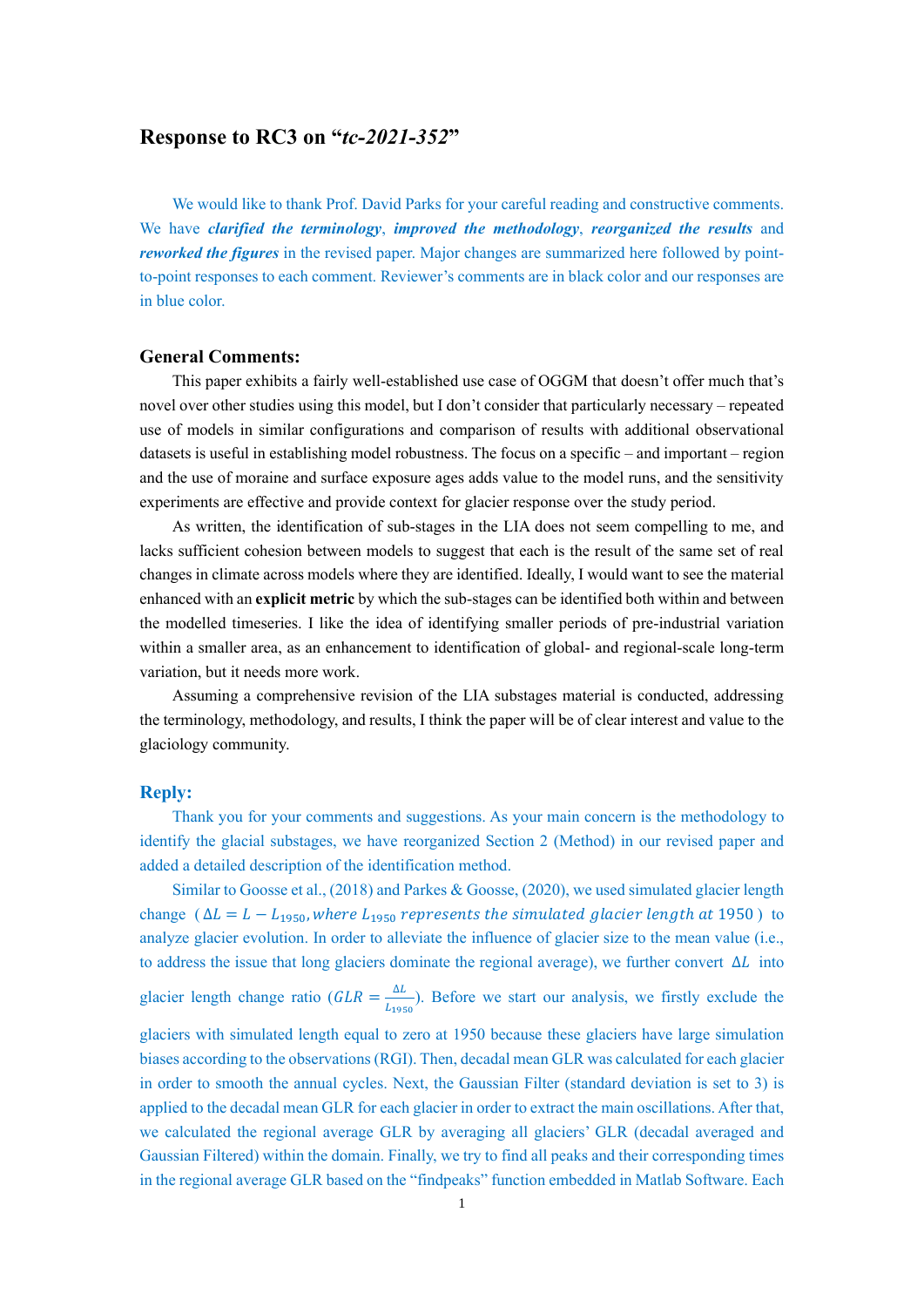# Response to RC3 on "*tc-2021-352*"

We would like to thank Prof. David Parks for your careful reading and constructive comments. We have ***clarified the terminology***, ***improved the methodology***, ***reorganized the results*** and ***reworked the figures*** in the revised paper. Major changes are summarized here followed by point-to-point responses to each comment. Reviewer's comments are in black color and our responses are in blue color.

## General Comments:

This paper exhibits a fairly well-established use case of OGGM that doesn't offer much that's novel over other studies using this model, but I don't consider that particularly necessary – repeated use of models in similar configurations and comparison of results with additional observational datasets is useful in establishing model robustness. The focus on a specific – and important – region and the use of moraine and surface exposure ages adds value to the model runs, and the sensitivity experiments are effective and provide context for glacier response over the study period.

As written, the identification of sub-stages in the LIA does not seem compelling to me, and lacks sufficient cohesion between models to suggest that each is the result of the same set of real changes in climate across models where they are identified. Ideally, I would want to see the material enhanced with an **explicit metric** by which the sub-stages can be identified both within and between the modelled timeseries. I like the idea of identifying smaller periods of pre-industrial variation within a smaller area, as an enhancement to identification of global- and regional-scale long-term variation, but it needs more work.

Assuming a comprehensive revision of the LIA substages material is conducted, addressing the terminology, methodology, and results, I think the paper will be of clear interest and value to the glaciology community.

## Reply:

Thank you for your comments and suggestions. As your main concern is the methodology to identify the glacial substages, we have reorganized Section 2 (Method) in our revised paper and added a detailed description of the identification method.

Similar to Goosse et al., (2018) and Parkes & Goosse, (2020), we used simulated glacier length change ($\Delta L = L - L_{1950}, where\ L_{1950}\ represents\ the\ simulated\ glacier\ length\ at\ 1950$) to analyze glacier evolution. In order to alleviate the influence of glacier size to the mean value (i.e., to address the issue that long glaciers dominate the regional average), we further convert $\Delta L$ into glacier length change ratio ($GLR = \frac{\Delta L}{L_{1950}}$). Before we start our analysis, we firstly exclude the glaciers with simulated length equal to zero at 1950 because these glaciers have large simulation biases according to the observations (RGI). Then, decadal mean GLR was calculated for each glacier in order to smooth the annual cycles. Next, the Gaussian Filter (standard deviation is set to 3) is applied to the decadal mean GLR for each glacier in order to extract the main oscillations. After that, we calculated the regional average GLR by averaging all glaciers' GLR (decadal averaged and Gaussian Filtered) within the domain. Finally, we try to find all peaks and their corresponding times in the regional average GLR based on the "findpeaks" function embedded in Matlab Software. Each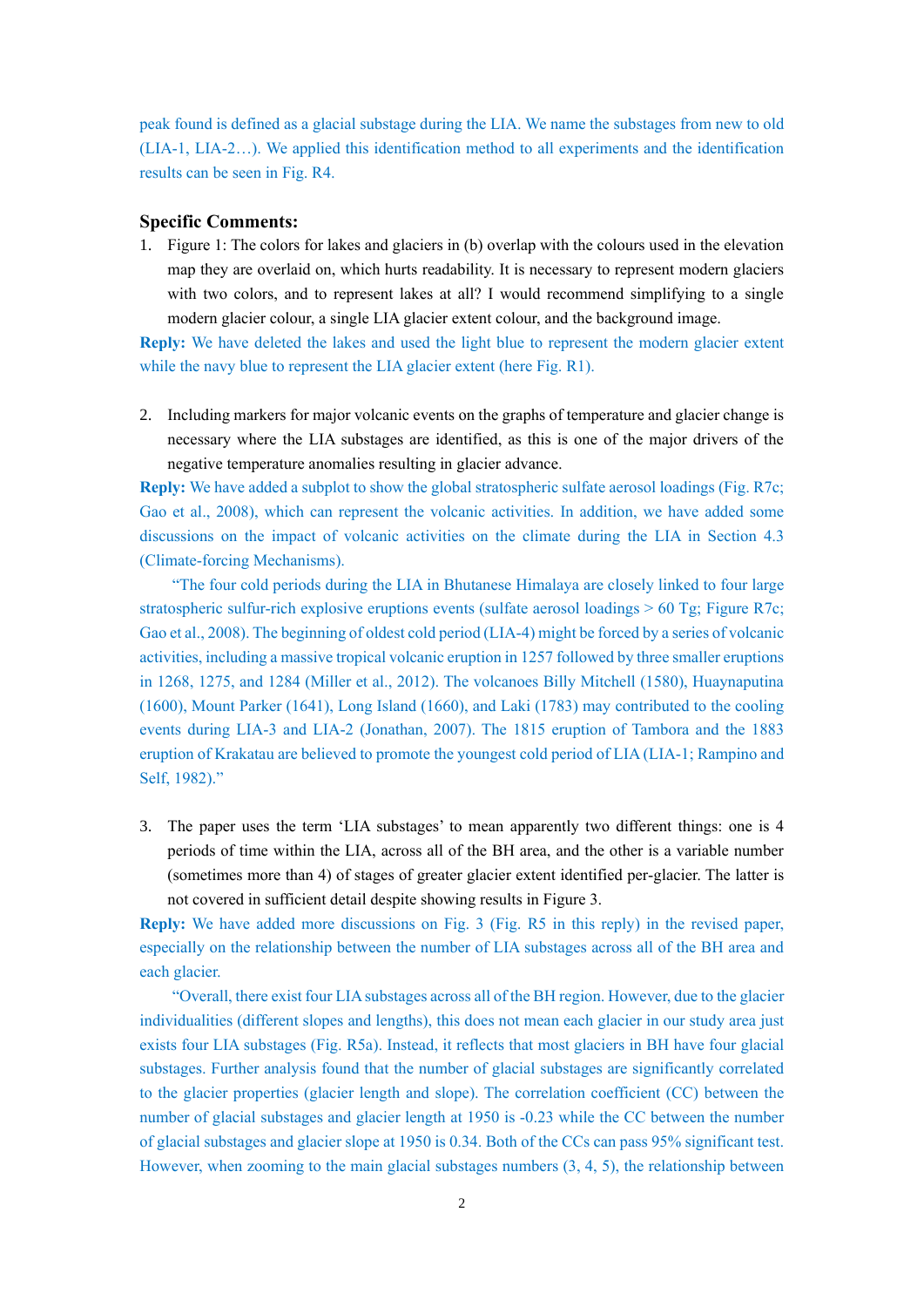peak found is defined as a glacial substage during the LIA. We name the substages from new to old (LIA-1, LIA-2…). We applied this identification method to all experiments and the identification results can be seen in Fig. R4.

## Specific Comments:

1. Figure 1: The colors for lakes and glaciers in (b) overlap with the colours used in the elevation map they are overlaid on, which hurts readability. It is necessary to represent modern glaciers with two colors, and to represent lakes at all? I would recommend simplifying to a single modern glacier colour, a single LIA glacier extent colour, and the background image.

**Reply:** We have deleted the lakes and used the light blue to represent the modern glacier extent while the navy blue to represent the LIA glacier extent (here Fig. R1).

2. Including markers for major volcanic events on the graphs of temperature and glacier change is necessary where the LIA substages are identified, as this is one of the major drivers of the negative temperature anomalies resulting in glacier advance.

**Reply:** We have added a subplot to show the global stratospheric sulfate aerosol loadings (Fig. R7c; Gao et al., 2008), which can represent the volcanic activities. In addition, we have added some discussions on the impact of volcanic activities on the climate during the LIA in Section 4.3 (Climate-forcing Mechanisms).

"The four cold periods during the LIA in Bhutanese Himalaya are closely linked to four large stratospheric sulfur-rich explosive eruptions events (sulfate aerosol loadings > 60 Tg; Figure R7c; Gao et al., 2008). The beginning of oldest cold period (LIA-4) might be forced by a series of volcanic activities, including a massive tropical volcanic eruption in 1257 followed by three smaller eruptions in 1268, 1275, and 1284 (Miller et al., 2012). The volcanoes Billy Mitchell (1580), Huaynaputina (1600), Mount Parker (1641), Long Island (1660), and Laki (1783) may contributed to the cooling events during LIA-3 and LIA-2 (Jonathan, 2007). The 1815 eruption of Tambora and the 1883 eruption of Krakatau are believed to promote the youngest cold period of LIA (LIA-1; Rampino and Self, 1982)."

3. The paper uses the term 'LIA substages' to mean apparently two different things: one is 4 periods of time within the LIA, across all of the BH area, and the other is a variable number (sometimes more than 4) of stages of greater glacier extent identified per-glacier. The latter is not covered in sufficient detail despite showing results in Figure 3.

**Reply:** We have added more discussions on Fig. 3 (Fig. R5 in this reply) in the revised paper, especially on the relationship between the number of LIA substages across all of the BH area and each glacier.

"Overall, there exist four LIA substages across all of the BH region. However, due to the glacier individualities (different slopes and lengths), this does not mean each glacier in our study area just exists four LIA substages (Fig. R5a). Instead, it reflects that most glaciers in BH have four glacial substages. Further analysis found that the number of glacial substages are significantly correlated to the glacier properties (glacier length and slope). The correlation coefficient (CC) between the number of glacial substages and glacier length at 1950 is -0.23 while the CC between the number of glacial substages and glacier slope at 1950 is 0.34. Both of the CCs can pass 95% significant test. However, when zooming to the main glacial substages numbers (3, 4, 5), the relationship between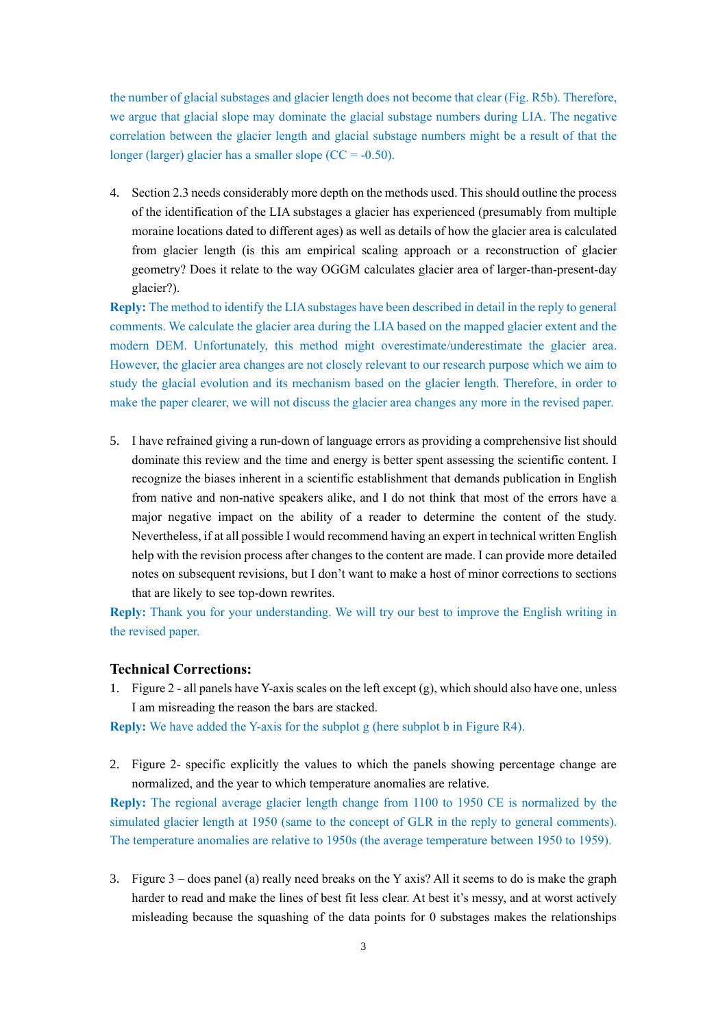the number of glacial substages and glacier length does not become that clear (Fig. R5b). Therefore, we argue that glacial slope may dominate the glacial substage numbers during LIA. The negative correlation between the glacier length and glacial substage numbers might be a result of that the longer (larger) glacier has a smaller slope (CC = -0.50).

4. Section 2.3 needs considerably more depth on the methods used. This should outline the process of the identification of the LIA substages a glacier has experienced (presumably from multiple moraine locations dated to different ages) as well as details of how the glacier area is calculated from glacier length (is this am empirical scaling approach or a reconstruction of glacier geometry? Does it relate to the way OGGM calculates glacier area of larger-than-present-day glacier?).

**Reply:** The method to identify the LIA substages have been described in detail in the reply to general comments. We calculate the glacier area during the LIA based on the mapped glacier extent and the modern DEM. Unfortunately, this method might overestimate/underestimate the glacier area. However, the glacier area changes are not closely relevant to our research purpose which we aim to study the glacial evolution and its mechanism based on the glacier length. Therefore, in order to make the paper clearer, we will not discuss the glacier area changes any more in the revised paper.

5. I have refrained giving a run-down of language errors as providing a comprehensive list should dominate this review and the time and energy is better spent assessing the scientific content. I recognize the biases inherent in a scientific establishment that demands publication in English from native and non-native speakers alike, and I do not think that most of the errors have a major negative impact on the ability of a reader to determine the content of the study. Nevertheless, if at all possible I would recommend having an expert in technical written English help with the revision process after changes to the content are made. I can provide more detailed notes on subsequent revisions, but I don't want to make a host of minor corrections to sections that are likely to see top-down rewrites.

**Reply:** Thank you for your understanding. We will try our best to improve the English writing in the revised paper.

### Technical Corrections:

1. Figure 2 - all panels have Y-axis scales on the left except (g), which should also have one, unless I am misreading the reason the bars are stacked.

**Reply:** We have added the Y-axis for the subplot g (here subplot b in Figure R4).

2. Figure 2- specific explicitly the values to which the panels showing percentage change are normalized, and the year to which temperature anomalies are relative.

**Reply:** The regional average glacier length change from 1100 to 1950 CE is normalized by the simulated glacier length at 1950 (same to the concept of GLR in the reply to general comments). The temperature anomalies are relative to 1950s (the average temperature between 1950 to 1959).

3. Figure 3 – does panel (a) really need breaks on the Y axis? All it seems to do is make the graph harder to read and make the lines of best fit less clear. At best it's messy, and at worst actively misleading because the squashing of the data points for 0 substages makes the relationships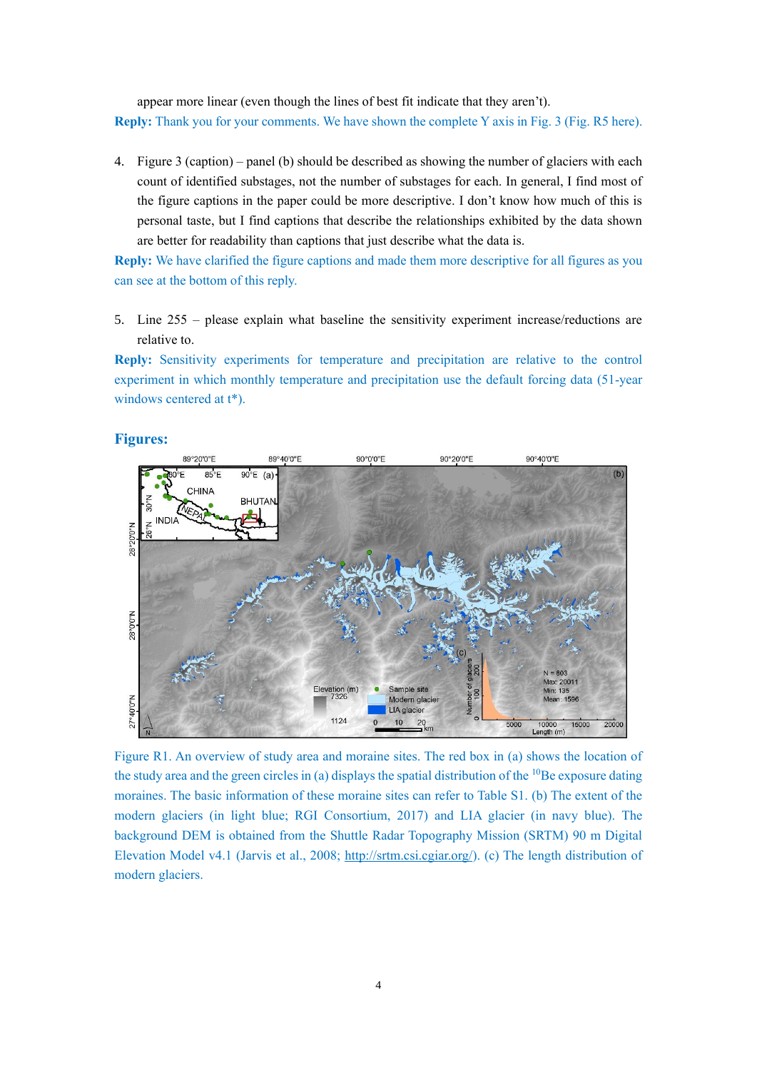appear more linear (even though the lines of best fit indicate that they aren't).

**Reply:** Thank you for your comments. We have shown the complete Y axis in Fig. 3 (Fig. R5 here).

4. Figure 3 (caption) – panel (b) should be described as showing the number of glaciers with each count of identified substages, not the number of substages for each. In general, I find most of the figure captions in the paper could be more descriptive. I don't know how much of this is personal taste, but I find captions that describe the relationships exhibited by the data shown are better for readability than captions that just describe what the data is.

**Reply:** We have clarified the figure captions and made them more descriptive for all figures as you can see at the bottom of this reply.

5. Line 255 – please explain what baseline the sensitivity experiment increase/reductions are relative to.

**Reply:** Sensitivity experiments for temperature and precipitation are relative to the control experiment in which monthly temperature and precipitation use the default forcing data (51-year windows centered at t*).

## Figures:

Figure R1. An overview of study area and moraine sites. The red box in (a) shows the location of the study area and the green circles in (a) displays the spatial distribution of the [10]Be exposure dating moraines. The basic information of these moraine sites can refer to Table S1. (b) The extent of the modern glaciers (in light blue; RGI Consortium, 2017) and LIA glacier (in navy blue). The background DEM is obtained from the Shuttle Radar Topography Mission (SRTM) 90 m Digital Elevation Model v4.1 (Jarvis et al., 2008; http://srtm.csi.cgiar.org/). (c) The length distribution of modern glaciers.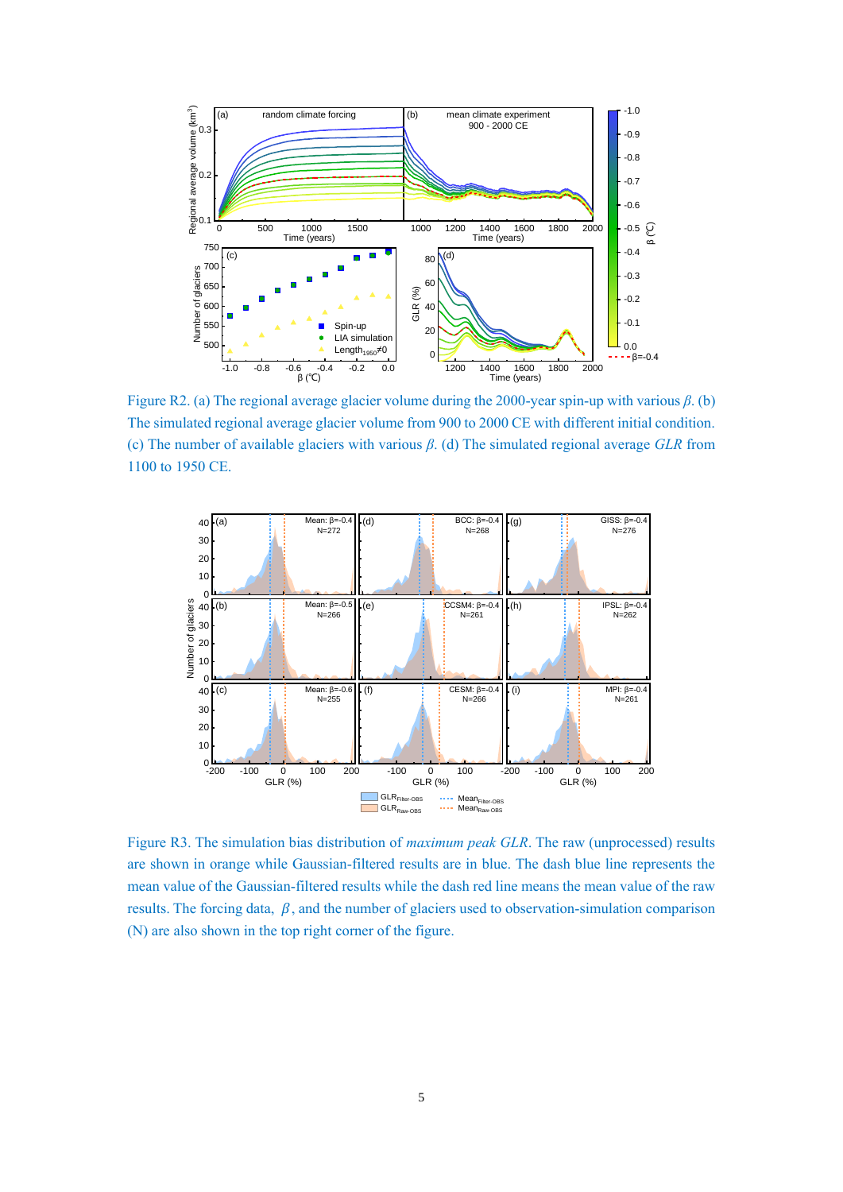Figure R2. (a) The regional average glacier volume during the 2000-year spin-up with various $\beta$. (b) The simulated regional average glacier volume from 900 to 2000 CE with different initial condition. (c) The number of available glaciers with various $\beta$. (d) The simulated regional average *GLR* from 1100 to 1950 CE.

Figure R3. The simulation bias distribution of *maximum peak GLR*. The raw (unprocessed) results are shown in orange while Gaussian-filtered results are in blue. The dash blue line represents the mean value of the Gaussian-filtered results while the dash red line means the mean value of the raw results. The forcing data, $\beta$, and the number of glaciers used to observation-simulation comparison (N) are also shown in the top right corner of the figure.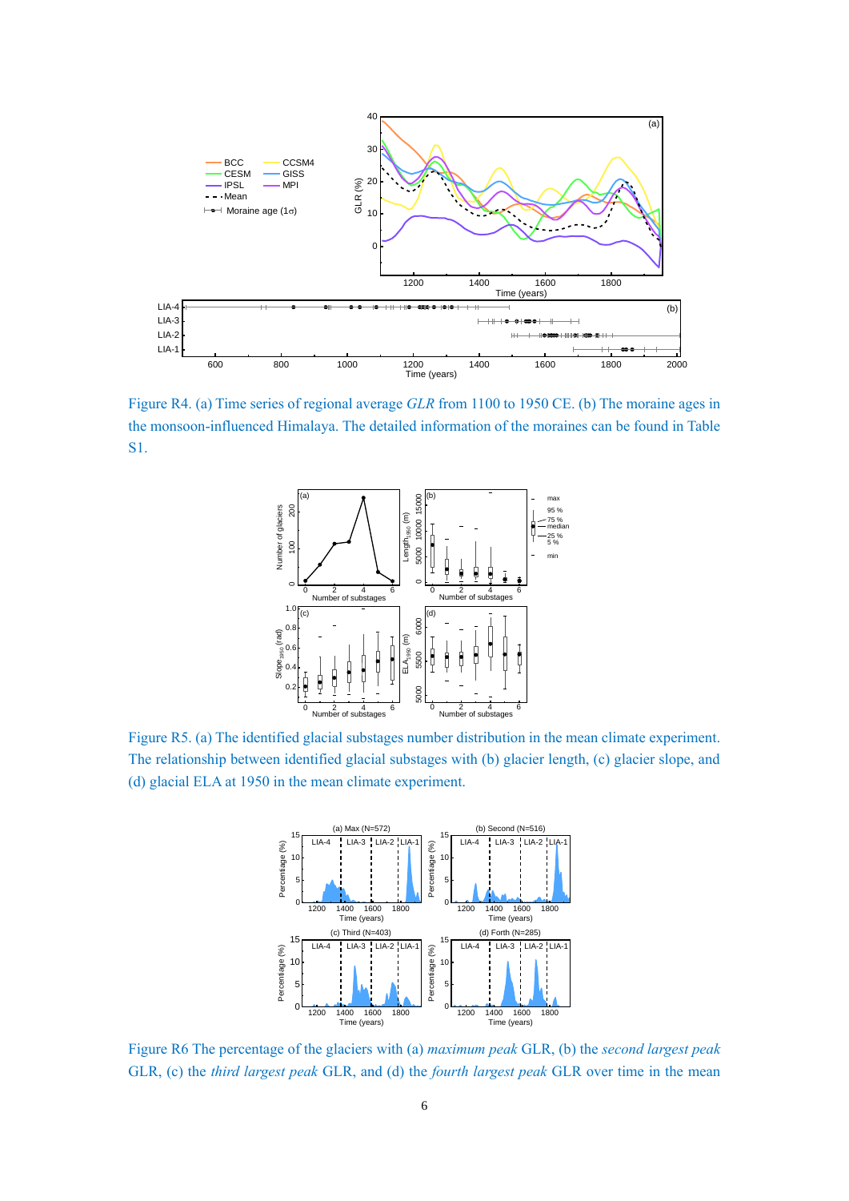Figure R4. (a) Time series of regional average *GLR* from 1100 to 1950 CE. (b) The moraine ages in the monsoon-influenced Himalaya. The detailed information of the moraines can be found in Table S1.

Figure R5. (a) The identified glacial substages number distribution in the mean climate experiment. The relationship between identified glacial substages with (b) glacier length, (c) glacier slope, and (d) glacial ELA at 1950 in the mean climate experiment.

Figure R6 The percentage of the glaciers with (a) *maximum peak* GLR, (b) the *second largest peak* GLR, (c) the *third largest peak* GLR, and (d) the *fourth largest peak* GLR over time in the mean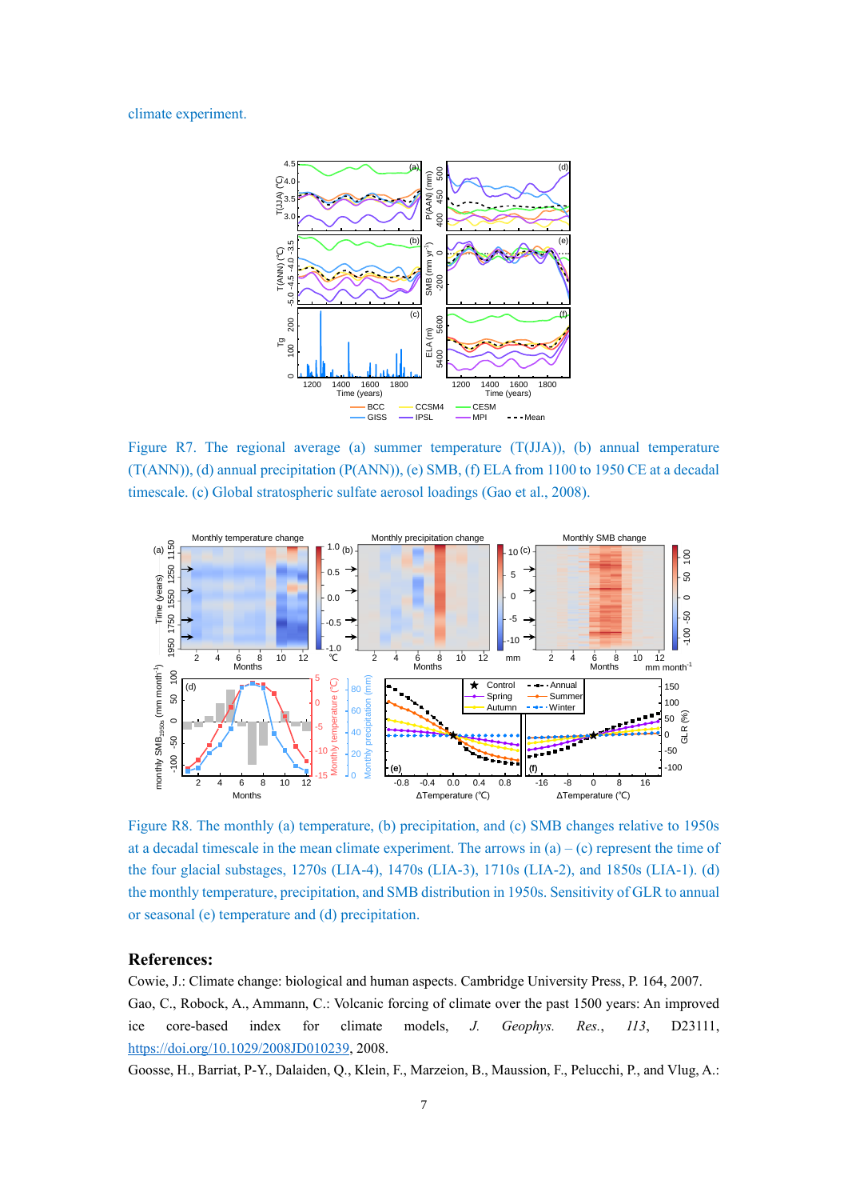climate experiment.

Figure R7. The regional average (a) summer temperature (T(JJA)), (b) annual temperature (T(ANN)), (d) annual precipitation (P(ANN)), (e) SMB, (f) ELA from 1100 to 1950 CE at a decadal timescale. (c) Global stratospheric sulfate aerosol loadings (Gao et al., 2008).

Figure R8. The monthly (a) temperature, (b) precipitation, and (c) SMB changes relative to 1950s at a decadal timescale in the mean climate experiment. The arrows in (a) – (c) represent the time of the four glacial substages, 1270s (LIA-4), 1470s (LIA-3), 1710s (LIA-2), and 1850s (LIA-1). (d) the monthly temperature, precipitation, and SMB distribution in 1950s. Sensitivity of GLR to annual or seasonal (e) temperature and (d) precipitation.

## References:

Cowie, J.: Climate change: biological and human aspects. Cambridge University Press, P. 164, 2007.

Gao, C., Robock, A., Ammann, C.: Volcanic forcing of climate over the past 1500 years: An improved ice core-based index for climate models, *J. Geophys. Res.*, *113*, D23111, https://doi.org/10.1029/2008JD010239, 2008.

Goosse, H., Barriat, P-Y., Dalaiden, Q., Klein, F., Marzeion, B., Maussion, F., Pelucchi, P., and Vlug, A.: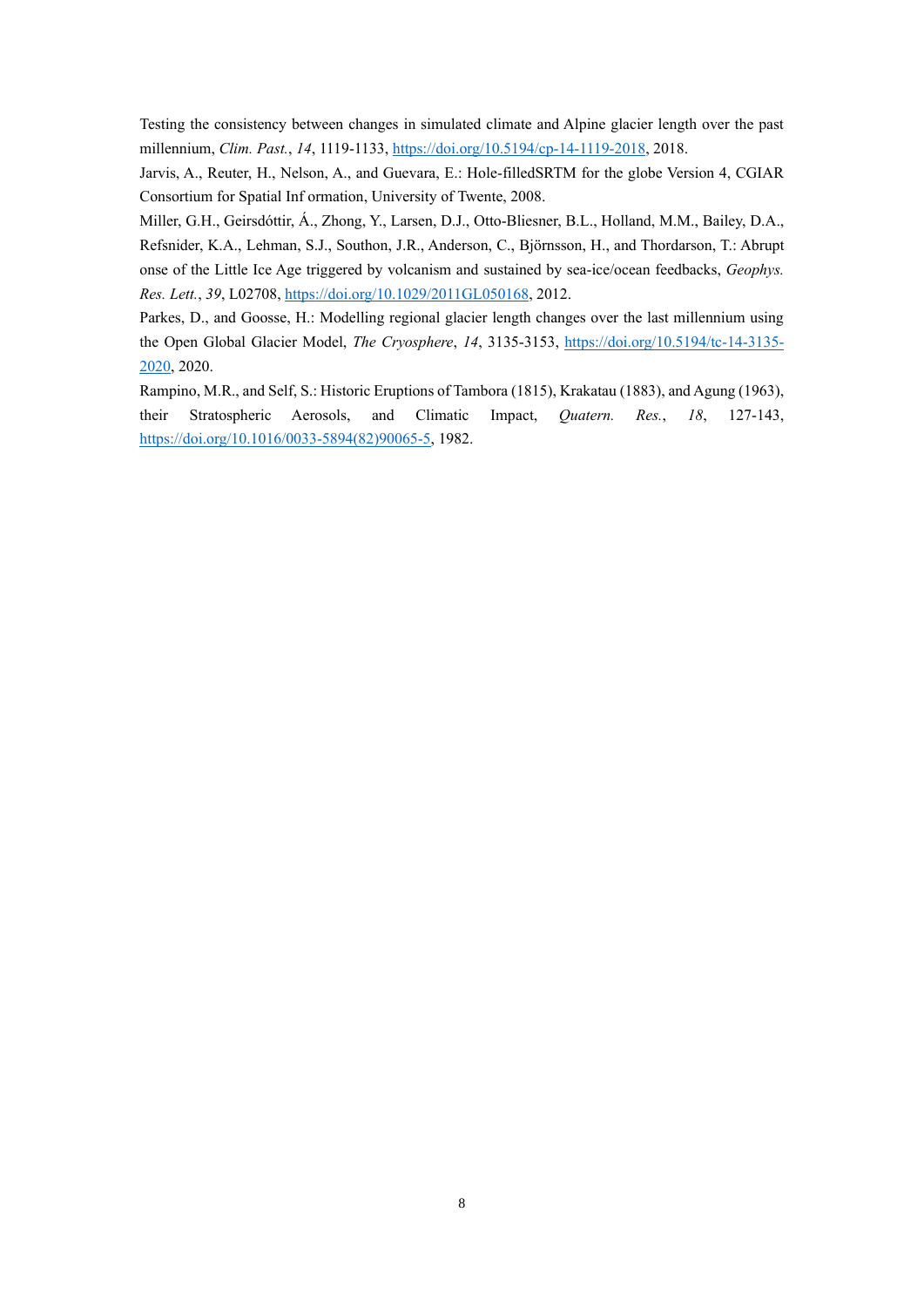Testing the consistency between changes in simulated climate and Alpine glacier length over the past millennium, *Clim. Past.*, *14*, 1119-1133, https://doi.org/10.5194/cp-14-1119-2018, 2018.

Jarvis, A., Reuter, H., Nelson, A., and Guevara, E.: Hole-filledSRTM for the globe Version 4, CGIAR Consortium for Spatial Inf ormation, University of Twente, 2008.

Miller, G.H., Geirsdóttir, Á., Zhong, Y., Larsen, D.J., Otto-Bliesner, B.L., Holland, M.M., Bailey, D.A., Refsnider, K.A., Lehman, S.J., Southon, J.R., Anderson, C., Björnsson, H., and Thordarson, T.: Abrupt onse of the Little Ice Age triggered by volcanism and sustained by sea-ice/ocean feedbacks, *Geophys. Res. Lett.*, *39*, L02708, https://doi.org/10.1029/2011GL050168, 2012.

Parkes, D., and Goosse, H.: Modelling regional glacier length changes over the last millennium using the Open Global Glacier Model, *The Cryosphere*, *14*, 3135-3153, https://doi.org/10.5194/tc-14-3135-2020, 2020.

Rampino, M.R., and Self, S.: Historic Eruptions of Tambora (1815), Krakatau (1883), and Agung (1963), their Stratospheric Aerosols, and Climatic Impact, *Quatern. Res.*, *18*, 127-143, https://doi.org/10.1016/0033-5894(82)90065-5, 1982.